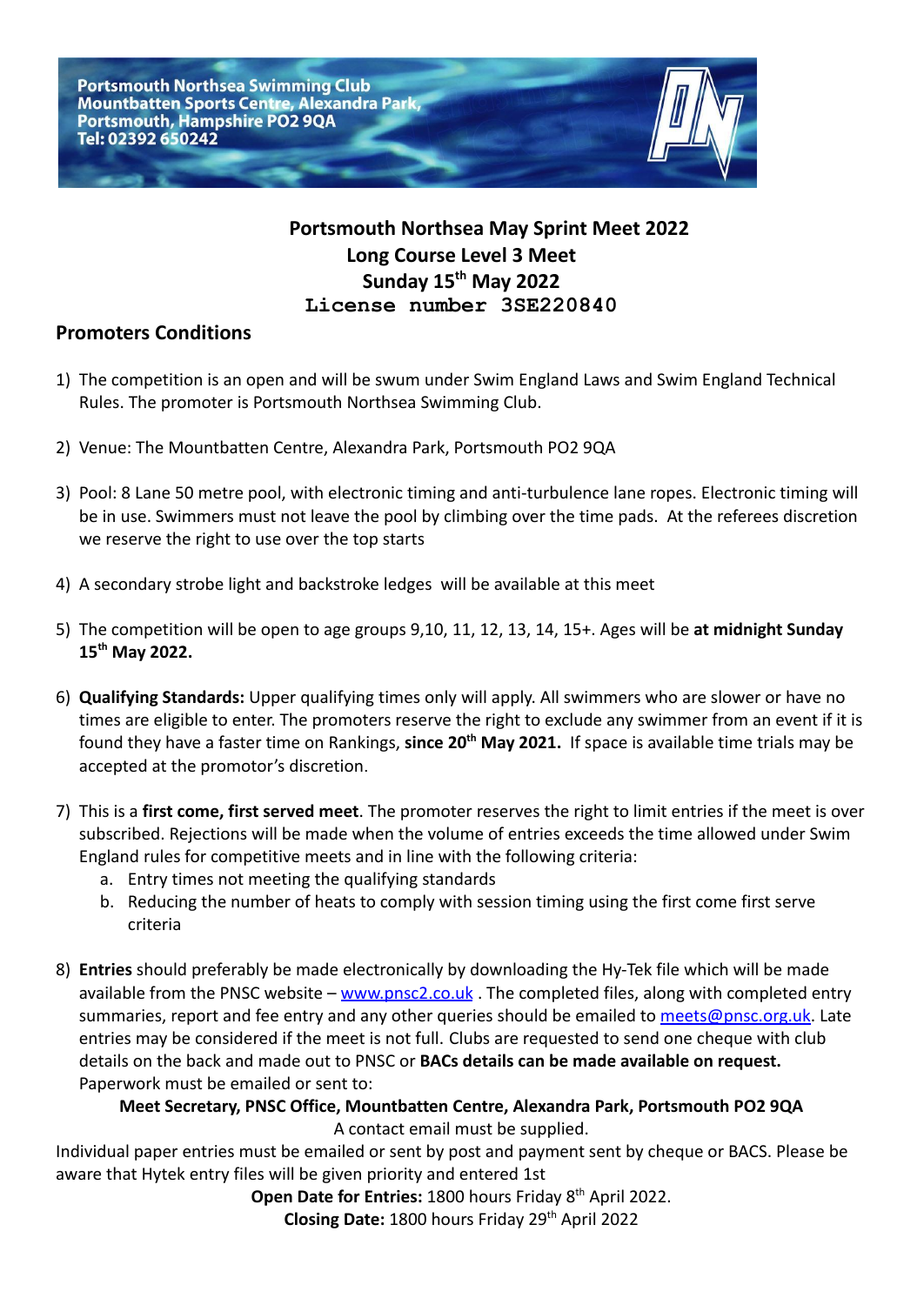Portsmouth Northsea Swimming Club
Mountbatten Sports Centre, Alexandra Park,
Portsmouth, Hampshire PO2 9QA
Tel: 02392 650242

# Portsmouth Northsea May Sprint Meet 2022

**Long Course Level 3 Meet**

**Sunday 15th May 2022**

**License number 3SE220840**

## Promoters Conditions

1) The competition is an open and will be swum under Swim England Laws and Swim England Technical Rules. The promoter is Portsmouth Northsea Swimming Club.

2) Venue: The Mountbatten Centre, Alexandra Park, Portsmouth PO2 9QA

3) Pool: 8 Lane 50 metre pool, with electronic timing and anti-turbulence lane ropes. Electronic timing will be in use. Swimmers must not leave the pool by climbing over the time pads. At the referees discretion we reserve the right to use over the top starts

4) A secondary strobe light and backstroke ledges will be available at this meet

5) The competition will be open to age groups 9,10, 11, 12, 13, 14, 15+. Ages will be **at midnight Sunday 15th May 2022.**

6) **Qualifying Standards:** Upper qualifying times only will apply. All swimmers who are slower or have no times are eligible to enter. The promoters reserve the right to exclude any swimmer from an event if it is found they have a faster time on Rankings, **since 20th May 2021.** If space is available time trials may be accepted at the promotor's discretion.

7) This is a **first come, first served meet**. The promoter reserves the right to limit entries if the meet is over subscribed. Rejections will be made when the volume of entries exceeds the time allowed under Swim England rules for competitive meets and in line with the following criteria:
   a. Entry times not meeting the qualifying standards
   b. Reducing the number of heats to comply with session timing using the first come first serve criteria

8) **Entries** should preferably be made electronically by downloading the Hy-Tek file which will be made available from the PNSC website – [www.pnsc2.co.uk](www.pnsc2.co.uk) . The completed files, along with completed entry summaries, report and fee entry and any other queries should be emailed to [meets@pnsc.org.uk](mailto:meets@pnsc.org.uk). Late entries may be considered if the meet is not full. Clubs are requested to send one cheque with club details on the back and made out to PNSC or **BACs details can be made available on request.** Paperwork must be emailed or sent to:

**Meet Secretary, PNSC Office, Mountbatten Centre, Alexandra Park, Portsmouth PO2 9QA**

A contact email must be supplied.

Individual paper entries must be emailed or sent by post and payment sent by cheque or BACS. Please be aware that Hytek entry files will be given priority and entered 1st

**Open Date for Entries:** 1800 hours Friday 8th April 2022.

**Closing Date:** 1800 hours Friday 29th April 2022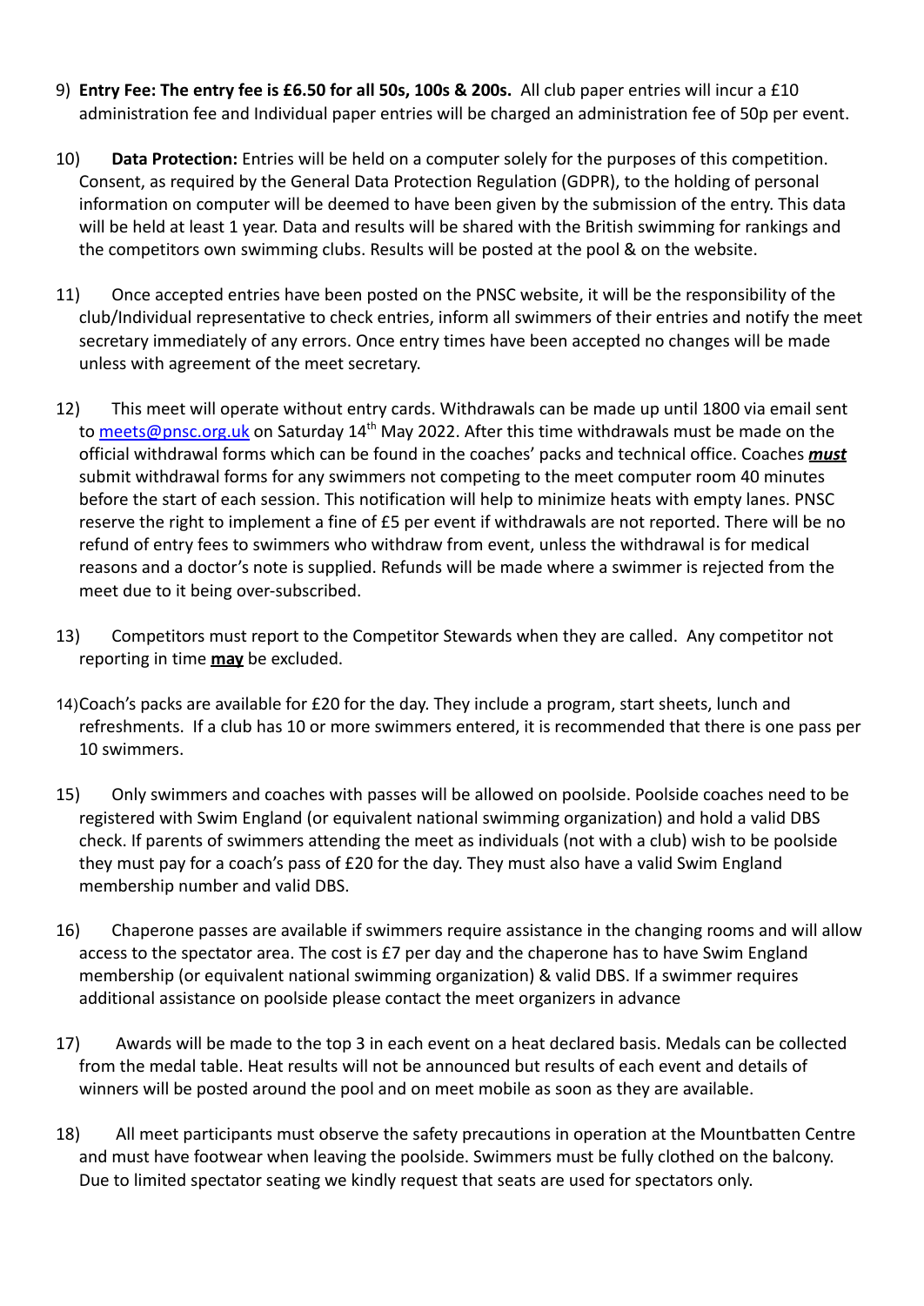9) **Entry Fee: The entry fee is £6.50 for all 50s, 100s & 200s.** All club paper entries will incur a £10 administration fee and Individual paper entries will be charged an administration fee of 50p per event.

10) **Data Protection:** Entries will be held on a computer solely for the purposes of this competition. Consent, as required by the General Data Protection Regulation (GDPR), to the holding of personal information on computer will be deemed to have been given by the submission of the entry. This data will be held at least 1 year. Data and results will be shared with the British swimming for rankings and the competitors own swimming clubs. Results will be posted at the pool & on the website.

11) Once accepted entries have been posted on the PNSC website, it will be the responsibility of the club/Individual representative to check entries, inform all swimmers of their entries and notify the meet secretary immediately of any errors. Once entry times have been accepted no changes will be made unless with agreement of the meet secretary.

12) This meet will operate without entry cards. Withdrawals can be made up until 1800 via email sent to meets@pnsc.org.uk on Saturday 14th May 2022. After this time withdrawals must be made on the official withdrawal forms which can be found in the coaches' packs and technical office. Coaches ***must*** submit withdrawal forms for any swimmers not competing to the meet computer room 40 minutes before the start of each session. This notification will help to minimize heats with empty lanes. PNSC reserve the right to implement a fine of £5 per event if withdrawals are not reported. There will be no refund of entry fees to swimmers who withdraw from event, unless the withdrawal is for medical reasons and a doctor's note is supplied. Refunds will be made where a swimmer is rejected from the meet due to it being over-subscribed.

13) Competitors must report to the Competitor Stewards when they are called. Any competitor not reporting in time **may** be excluded.

14) Coach's packs are available for £20 for the day. They include a program, start sheets, lunch and refreshments. If a club has 10 or more swimmers entered, it is recommended that there is one pass per 10 swimmers.

15) Only swimmers and coaches with passes will be allowed on poolside. Poolside coaches need to be registered with Swim England (or equivalent national swimming organization) and hold a valid DBS check. If parents of swimmers attending the meet as individuals (not with a club) wish to be poolside they must pay for a coach's pass of £20 for the day. They must also have a valid Swim England membership number and valid DBS.

16) Chaperone passes are available if swimmers require assistance in the changing rooms and will allow access to the spectator area. The cost is £7 per day and the chaperone has to have Swim England membership (or equivalent national swimming organization) & valid DBS. If a swimmer requires additional assistance on poolside please contact the meet organizers in advance

17) Awards will be made to the top 3 in each event on a heat declared basis. Medals can be collected from the medal table. Heat results will not be announced but results of each event and details of winners will be posted around the pool and on meet mobile as soon as they are available.

18) All meet participants must observe the safety precautions in operation at the Mountbatten Centre and must have footwear when leaving the poolside. Swimmers must be fully clothed on the balcony. Due to limited spectator seating we kindly request that seats are used for spectators only.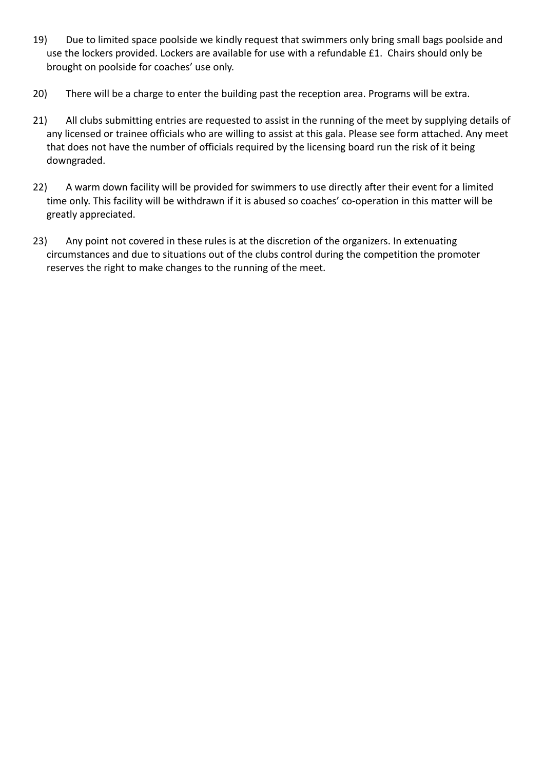19) Due to limited space poolside we kindly request that swimmers only bring small bags poolside and use the lockers provided. Lockers are available for use with a refundable £1. Chairs should only be brought on poolside for coaches' use only.

20) There will be a charge to enter the building past the reception area. Programs will be extra.

21) All clubs submitting entries are requested to assist in the running of the meet by supplying details of any licensed or trainee officials who are willing to assist at this gala. Please see form attached. Any meet that does not have the number of officials required by the licensing board run the risk of it being downgraded.

22) A warm down facility will be provided for swimmers to use directly after their event for a limited time only. This facility will be withdrawn if it is abused so coaches' co-operation in this matter will be greatly appreciated.

23) Any point not covered in these rules is at the discretion of the organizers. In extenuating circumstances and due to situations out of the clubs control during the competition the promoter reserves the right to make changes to the running of the meet.